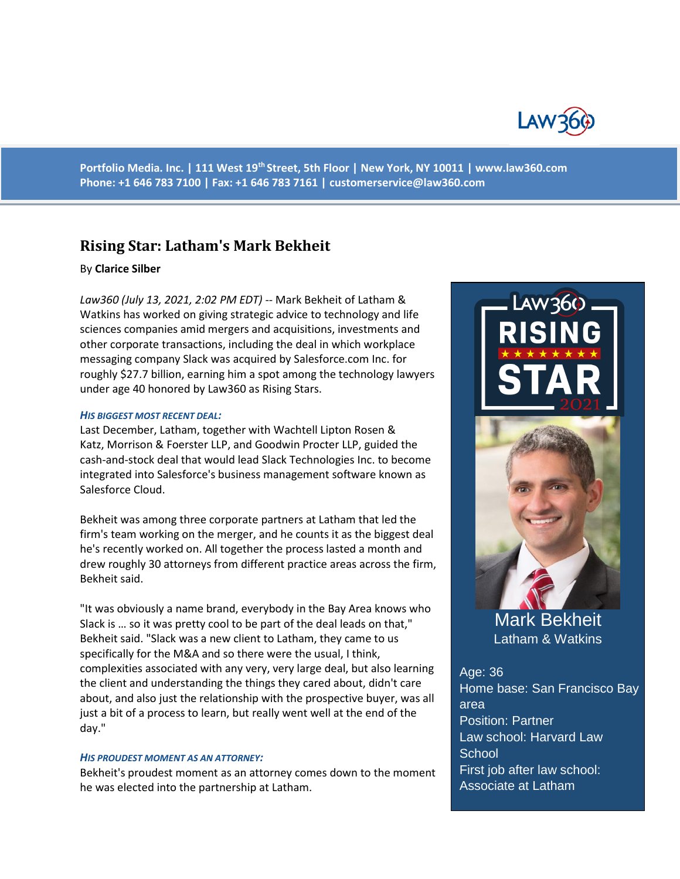Portfolio Media. Inc. | 111 West 19th Street, 5th Floor | New York, NY 10011 | www.law360.com
Phone: +1 646 783 7100 | Fax: +1 646 783 7161 | customerservice@law360.com

# Rising Star: Latham's Mark Bekheit

By **Clarice Silber**

*Law360 (July 13, 2021, 2:02 PM EDT)* -- Mark Bekheit of Latham & Watkins has worked on giving strategic advice to technology and life sciences companies amid mergers and acquisitions, investments and other corporate transactions, including the deal in which workplace messaging company Slack was acquired by Salesforce.com Inc. for roughly $27.7 billion, earning him a spot among the technology lawyers under age 40 honored by Law360 as Rising Stars.

**Mark Bekheit**
Latham & Watkins

Age: 36
Home base: San Francisco Bay area
Position: Partner
Law school: Harvard Law School
First job after law school: Associate at Latham

### *HIS BIGGEST MOST RECENT DEAL:*

Last December, Latham, together with Wachtell Lipton Rosen & Katz, Morrison & Foerster LLP, and Goodwin Procter LLP, guided the cash-and-stock deal that would lead Slack Technologies Inc. to become integrated into Salesforce's business management software known as Salesforce Cloud.

Bekheit was among three corporate partners at Latham that led the firm's team working on the merger, and he counts it as the biggest deal he's recently worked on. All together the process lasted a month and drew roughly 30 attorneys from different practice areas across the firm, Bekheit said.

"It was obviously a name brand, everybody in the Bay Area knows who Slack is … so it was pretty cool to be part of the deal leads on that," Bekheit said. "Slack was a new client to Latham, they came to us specifically for the M&A and so there were the usual, I think, complexities associated with any very, very large deal, but also learning the client and understanding the things they cared about, didn't care about, and also just the relationship with the prospective buyer, was all just a bit of a process to learn, but really went well at the end of the day."

### *HIS PROUDEST MOMENT AS AN ATTORNEY:*

Bekheit's proudest moment as an attorney comes down to the moment he was elected into the partnership at Latham.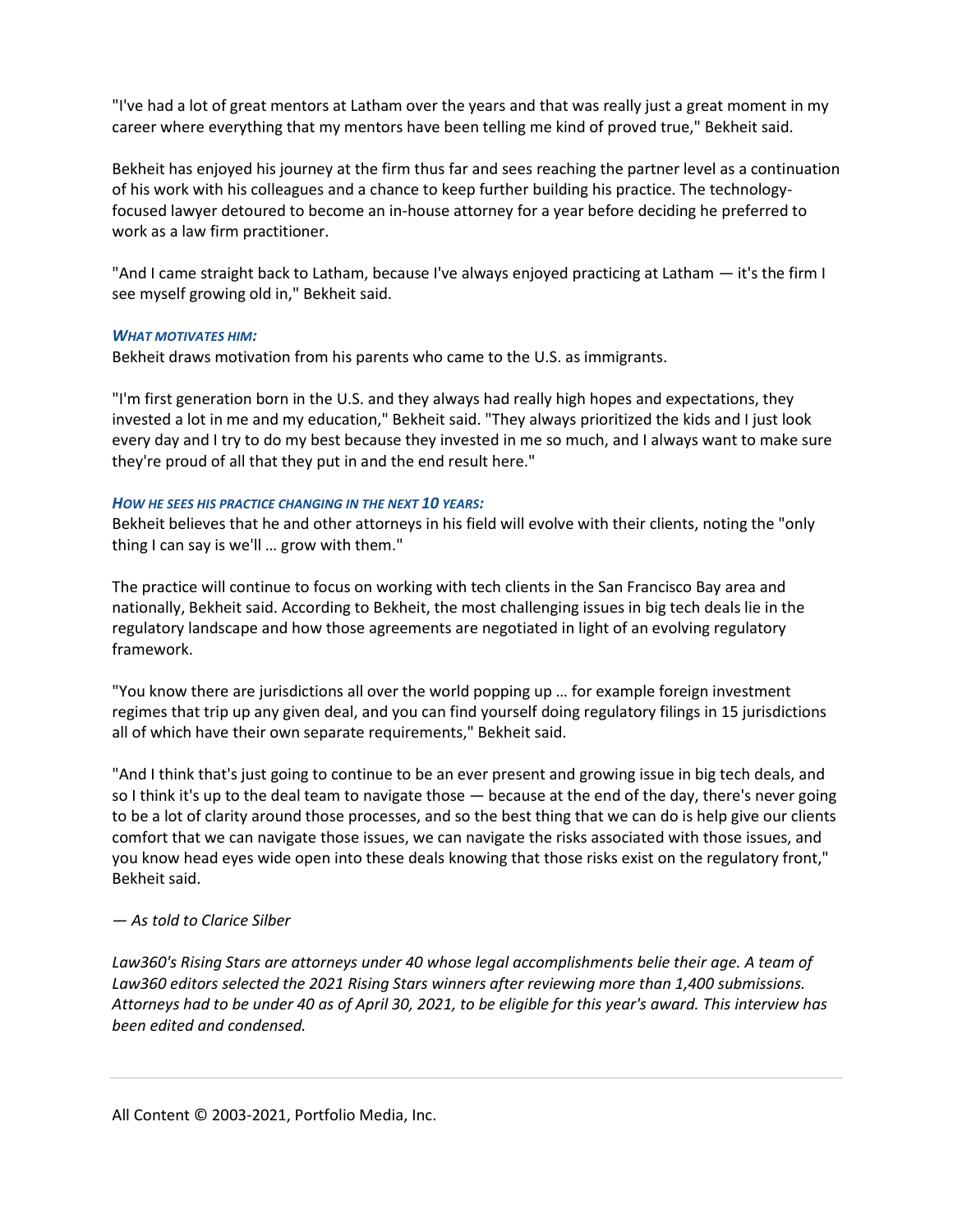"I've had a lot of great mentors at Latham over the years and that was really just a great moment in my career where everything that my mentors have been telling me kind of proved true," Bekheit said.

Bekheit has enjoyed his journey at the firm thus far and sees reaching the partner level as a continuation of his work with his colleagues and a chance to keep further building his practice. The technology-focused lawyer detoured to become an in-house attorney for a year before deciding he preferred to work as a law firm practitioner.

"And I came straight back to Latham, because I've always enjoyed practicing at Latham — it's the firm I see myself growing old in," Bekheit said.

***WHAT MOTIVATES HIM:***

Bekheit draws motivation from his parents who came to the U.S. as immigrants.

"I'm first generation born in the U.S. and they always had really high hopes and expectations, they invested a lot in me and my education," Bekheit said. "They always prioritized the kids and I just look every day and I try to do my best because they invested in me so much, and I always want to make sure they're proud of all that they put in and the end result here."

***HOW HE SEES HIS PRACTICE CHANGING IN THE NEXT 10 YEARS:***

Bekheit believes that he and other attorneys in his field will evolve with their clients, noting the "only thing I can say is we'll … grow with them."

The practice will continue to focus on working with tech clients in the San Francisco Bay area and nationally, Bekheit said. According to Bekheit, the most challenging issues in big tech deals lie in the regulatory landscape and how those agreements are negotiated in light of an evolving regulatory framework.

"You know there are jurisdictions all over the world popping up … for example foreign investment regimes that trip up any given deal, and you can find yourself doing regulatory filings in 15 jurisdictions all of which have their own separate requirements," Bekheit said.

"And I think that's just going to continue to be an ever present and growing issue in big tech deals, and so I think it's up to the deal team to navigate those — because at the end of the day, there's never going to be a lot of clarity around those processes, and so the best thing that we can do is help give our clients comfort that we can navigate those issues, we can navigate the risks associated with those issues, and you know head eyes wide open into these deals knowing that those risks exist on the regulatory front," Bekheit said.

*— As told to Clarice Silber*

*Law360's Rising Stars are attorneys under 40 whose legal accomplishments belie their age. A team of Law360 editors selected the 2021 Rising Stars winners after reviewing more than 1,400 submissions. Attorneys had to be under 40 as of April 30, 2021, to be eligible for this year's award. This interview has been edited and condensed.*

---

All Content © 2003-2021, Portfolio Media, Inc.